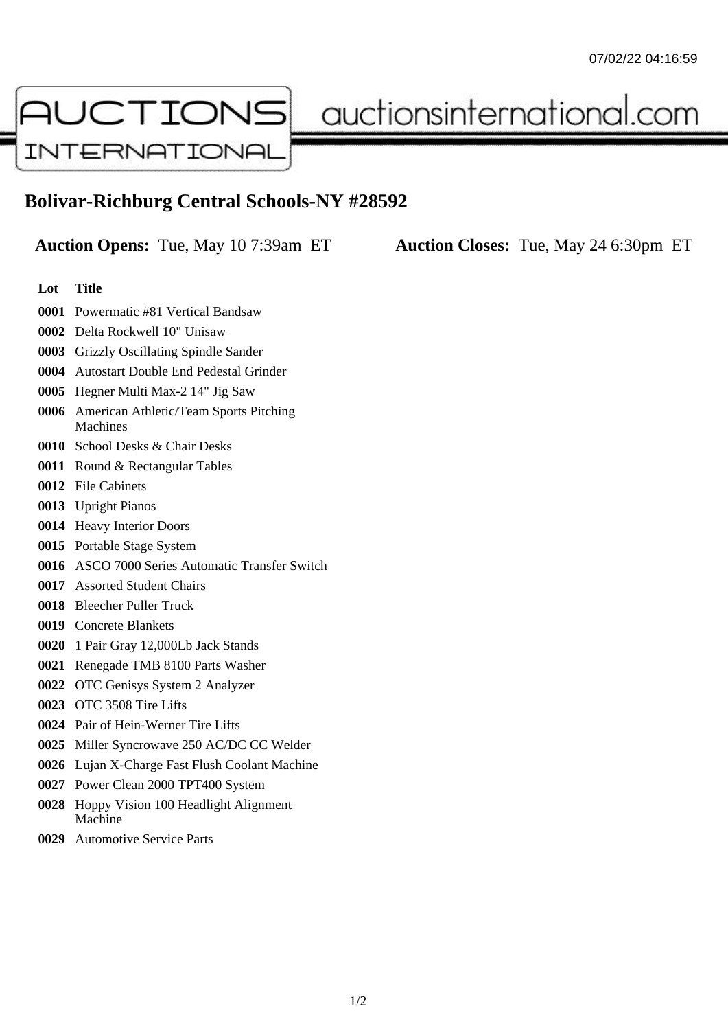# Bolivar-Richburg Central Schools-NY #28592

**Auction Opens:** Tue, May 10 7:39am ET **Auction Closes:** Tue, May 24 6:30pm ET

| Lot | Title |
|---|---|
| 0001 | Powermatic #81 Vertical Bandsaw |
| 0002 | Delta Rockwell 10" Unisaw |
| 0003 | Grizzly Oscillating Spindle Sander |
| 0004 | Autostart Double End Pedestal Grinder |
| 0005 | Hegner Multi Max-2 14" Jig Saw |
| 0006 | American Athletic/Team Sports Pitching Machines |
| 0010 | School Desks & Chair Desks |
| 0011 | Round & Rectangular Tables |
| 0012 | File Cabinets |
| 0013 | Upright Pianos |
| 0014 | Heavy Interior Doors |
| 0015 | Portable Stage System |
| 0016 | ASCO 7000 Series Automatic Transfer Switch |
| 0017 | Assorted Student Chairs |
| 0018 | Bleecher Puller Truck |
| 0019 | Concrete Blankets |
| 0020 | 1 Pair Gray 12,000Lb Jack Stands |
| 0021 | Renegade TMB 8100 Parts Washer |
| 0022 | OTC Genisys System 2 Analyzer |
| 0023 | OTC 3508 Tire Lifts |
| 0024 | Pair of Hein-Werner Tire Lifts |
| 0025 | Miller Syncrowave 250 AC/DC CC Welder |
| 0026 | Lujan X-Charge Fast Flush Coolant Machine |
| 0027 | Power Clean 2000 TPT400 System |
| 0028 | Hoppy Vision 100 Headlight Alignment Machine |
| 0029 | Automotive Service Parts |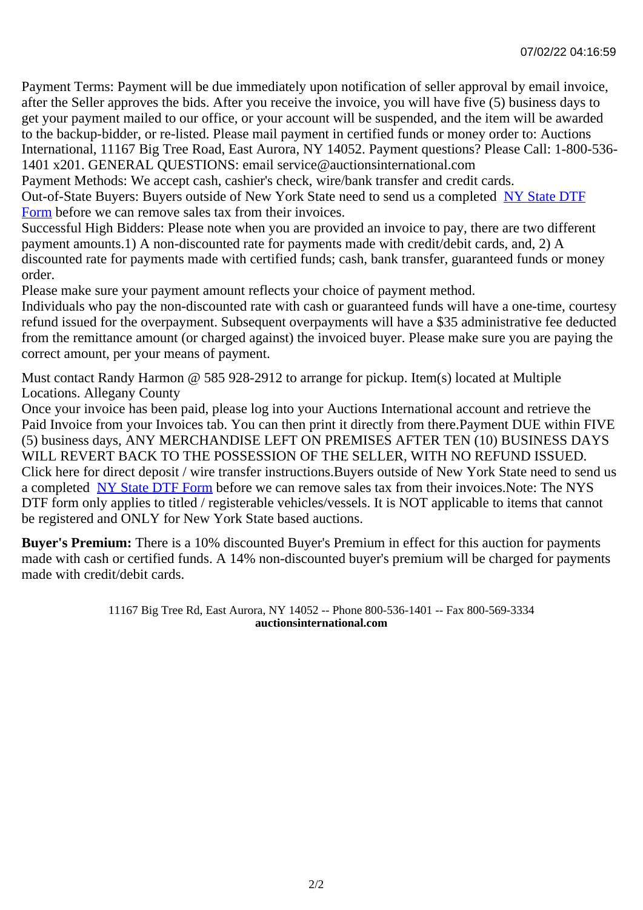Payment Terms: Payment will be due immediately upon notification of seller approval by email invoice, after the Seller approves the bids. After you receive the invoice, you will have five (5) business days to get your payment mailed to our office, or your account will be suspended, and the item will be awarded to the backup-bidder, or re-listed. Please mail payment in certified funds or money order to: Auctions International, 11167 Big Tree Road, East Aurora, NY 14052. Payment questions? Please Call: 1-800-536-1401 x201. GENERAL QUESTIONS: email service@auctionsinternational.com
Payment Methods: We accept cash, cashier's check, wire/bank transfer and credit cards.
Out-of-State Buyers: Buyers outside of New York State need to send us a completed NY State DTF Form before we can remove sales tax from their invoices.
Successful High Bidders: Please note when you are provided an invoice to pay, there are two different payment amounts.1) A non-discounted rate for payments made with credit/debit cards, and, 2) A discounted rate for payments made with certified funds; cash, bank transfer, guaranteed funds or money order.
Please make sure your payment amount reflects your choice of payment method.
Individuals who pay the non-discounted rate with cash or guaranteed funds will have a one-time, courtesy refund issued for the overpayment. Subsequent overpayments will have a $35 administrative fee deducted from the remittance amount (or charged against) the invoiced buyer. Please make sure you are paying the correct amount, per your means of payment.

Must contact Randy Harmon @ 585 928-2912 to arrange for pickup. Item(s) located at Multiple Locations. Allegany County
Once your invoice has been paid, please log into your Auctions International account and retrieve the Paid Invoice from your Invoices tab. You can then print it directly from there.Payment DUE within FIVE (5) business days, ANY MERCHANDISE LEFT ON PREMISES AFTER TEN (10) BUSINESS DAYS WILL REVERT BACK TO THE POSSESSION OF THE SELLER, WITH NO REFUND ISSUED. Click here for direct deposit / wire transfer instructions.Buyers outside of New York State need to send us a completed NY State DTF Form before we can remove sales tax from their invoices.Note: The NYS DTF form only applies to titled / registerable vehicles/vessels. It is NOT applicable to items that cannot be registered and ONLY for New York State based auctions.

**Buyer's Premium:** There is a 10% discounted Buyer's Premium in effect for this auction for payments made with cash or certified funds. A 14% non-discounted buyer's premium will be charged for payments made with credit/debit cards.

11167 Big Tree Rd, East Aurora, NY 14052 -- Phone 800-536-1401 -- Fax 800-569-3334
**auctionsinternational.com**